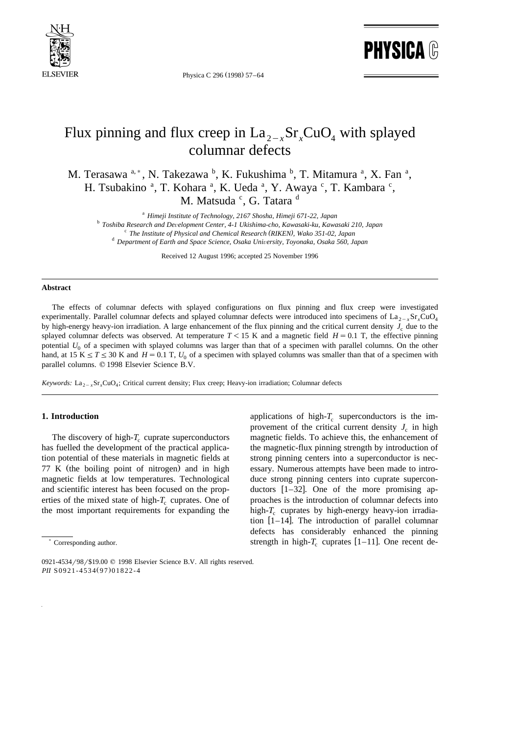# Flux pinning and flux creep in $La_{2-x}Sr_xCuO_4$ with splayed columnar defects

M. Terasawa [a,*], N. Takezawa [b], K. Fukushima [b], T. Mitamura [a], X. Fan [a], H. Tsubakino [a], T. Kohara [a], K. Ueda [a], Y. Awaya [c], T. Kambara [c], M. Matsuda [c], G. Tatara [d]

[a] *Himeji Institute of Technology, 2167 Shosha, Himeji 671-22, Japan*
[b] *Toshiba Research and Development Center, 4-1 Ukishima-cho, Kawasaki-ku, Kawasaki 210, Japan*
[c] *The Institute of Physical and Chemical Research (RIKEN), Wako 351-02, Japan*
[d] *Department of Earth and Space Science, Osaka University, Toyonaka, Osaka 560, Japan*

Received 12 August 1996; accepted 25 November 1996

## Abstract

The effects of columnar defects with splayed configurations on flux pinning and flux creep were investigated experimentally. Parallel columnar defects and splayed columnar defects were introduced into specimens of $La_{2-x}Sr_xCuO_4$ by high-energy heavy-ion irradiation. A large enhancement of the flux pinning and the critical current density $J_c$ due to the splayed columnar defects was observed. At temperature $T < 15$ K and a magnetic field $H = 0.1$ T, the effective pinning potential $U_0$ of a specimen with splayed columns was larger than that of a specimen with parallel columns. On the other hand, at 15 K $\leq T \leq$ 30 K and $H = 0.1$ T, $U_0$ of a specimen with splayed columns was smaller than that of a specimen with parallel columns. © 1998 Elsevier Science B.V.

*Keywords:* $La_{2-x}Sr_xCuO_4$; Critical current density; Flux creep; Heavy-ion irradiation; Columnar defects

## 1. Introduction

The discovery of high-$T_c$ cuprate superconductors has fuelled the development of the practical application potential of these materials in magnetic fields at 77 K (the boiling point of nitrogen) and in high magnetic fields at low temperatures. Technological and scientific interest has been focused on the properties of the mixed state of high-$T_c$ cuprates. One of the most important requirements for expanding the applications of high-$T_c$ superconductors is the improvement of the critical current density $J_c$ in high magnetic fields. To achieve this, the enhancement of the magnetic-flux pinning strength by introduction of strong pinning centers into a superconductor is necessary. Numerous attempts have been made to introduce strong pinning centers into cuprate superconductors [1–32]. One of the more promising approaches is the introduction of columnar defects into high-$T_c$ cuprates by high-energy heavy-ion irradiation [1–14]. The introduction of parallel columnar defects has considerably enhanced the pinning strength in high-$T_c$ cuprates [1–11]. One recent de-

* Corresponding author.

0921-4534/98/$19.00 © 1998 Elsevier Science B.V. All rights reserved.
*PII* S0921-4534(97)01822-4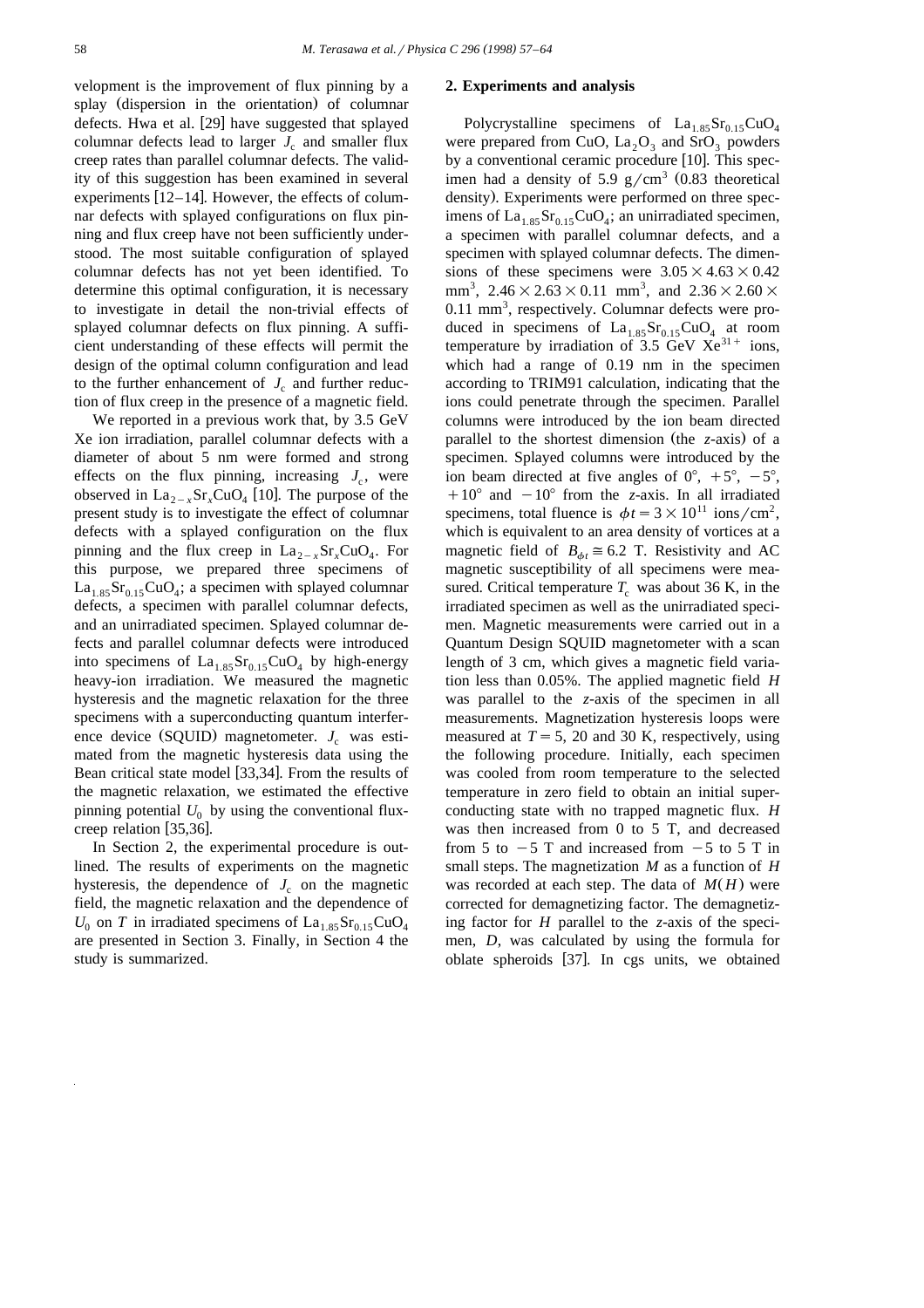velopment is the improvement of flux pinning by a splay (dispersion in the orientation) of columnar defects. Hwa et al. [29] have suggested that splayed columnar defects lead to larger $J_c$ and smaller flux creep rates than parallel columnar defects. The validity of this suggestion has been examined in several experiments [12–14]. However, the effects of columnar defects with splayed configurations on flux pinning and flux creep have not been sufficiently understood. The most suitable configuration of splayed columnar defects has not yet been identified. To determine this optimal configuration, it is necessary to investigate in detail the non-trivial effects of splayed columnar defects on flux pinning. A sufficient understanding of these effects will permit the design of the optimal column configuration and lead to the further enhancement of $J_c$ and further reduction of flux creep in the presence of a magnetic field.

We reported in a previous work that, by 3.5 GeV Xe ion irradiation, parallel columnar defects with a diameter of about 5 nm were formed and strong effects on the flux pinning, increasing $J_c$, were observed in $La_{2-x}Sr_xCuO_4$ [10]. The purpose of the present study is to investigate the effect of columnar defects with a splayed configuration on the flux pinning and the flux creep in $La_{2-x}Sr_xCuO_4$. For this purpose, we prepared three specimens of $La_{1.85}Sr_{0.15}CuO_4$; a specimen with splayed columnar defects, a specimen with parallel columnar defects, and an unirradiated specimen. Splayed columnar defects and parallel columnar defects were introduced into specimens of $La_{1.85}Sr_{0.15}CuO_4$ by high-energy heavy-ion irradiation. We measured the magnetic hysteresis and the magnetic relaxation for the three specimens with a superconducting quantum interference device (SQUID) magnetometer. $J_c$ was estimated from the magnetic hysteresis data using the Bean critical state model [33,34]. From the results of the magnetic relaxation, we estimated the effective pinning potential $U_0$ by using the conventional flux-creep relation [35,36].

In Section 2, the experimental procedure is outlined. The results of experiments on the magnetic hysteresis, the dependence of $J_c$ on the magnetic field, the magnetic relaxation and the dependence of $U_0$ on $T$ in irradiated specimens of $La_{1.85}Sr_{0.15}CuO_4$ are presented in Section 3. Finally, in Section 4 the study is summarized.

## 2. Experiments and analysis

Polycrystalline specimens of $La_{1.85}Sr_{0.15}CuO_4$ were prepared from CuO, $La_2O_3$ and $SrO_3$ powders by a conventional ceramic procedure [10]. This specimen had a density of 5.9 g/cm$^3$ (0.83 theoretical density). Experiments were performed on three specimens of $La_{1.85}Sr_{0.15}CuO_4$; an unirradiated specimen, a specimen with parallel columnar defects, and a specimen with splayed columnar defects. The dimensions of these specimens were $3.05 \times 4.63 \times 0.42$ mm$^3$, $2.46 \times 2.63 \times 0.11$ mm$^3$, and $2.36 \times 2.60 \times 0.11$ mm$^3$, respectively. Columnar defects were produced in specimens of $La_{1.85}Sr_{0.15}CuO_4$ at room temperature by irradiation of 3.5 GeV $Xe^{31+}$ ions, which had a range of 0.19 nm in the specimen according to TRIM91 calculation, indicating that the ions could penetrate through the specimen. Parallel columns were introduced by the ion beam directed parallel to the shortest dimension (the $z$-axis) of a specimen. Splayed columns were introduced by the ion beam directed at five angles of 0°, +5°, −5°, +10° and −10° from the $z$-axis. In all irradiated specimens, total fluence is $\phi t = 3 \times 10^{11}$ ions/cm$^2$, which is equivalent to an area density of vortices at a magnetic field of $B_{\phi t} \cong 6.2$ T. Resistivity and AC magnetic susceptibility of all specimens were measured. Critical temperature $T_c$ was about 36 K, in the irradiated specimen as well as the unirradiated specimen. Magnetic measurements were carried out in a Quantum Design SQUID magnetometer with a scan length of 3 cm, which gives a magnetic field variation less than 0.05%. The applied magnetic field $H$ was parallel to the $z$-axis of the specimen in all measurements. Magnetization hysteresis loops were measured at $T = 5$, 20 and 30 K, respectively, using the following procedure. Initially, each specimen was cooled from room temperature to the selected temperature in zero field to obtain an initial superconducting state with no trapped magnetic flux. $H$ was then increased from 0 to 5 T, and decreased from 5 to −5 T and increased from −5 to 5 T in small steps. The magnetization $M$ as a function of $H$ was recorded at each step. The data of $M(H)$ were corrected for demagnetizing factor. The demagnetizing factor for $H$ parallel to the $z$-axis of the specimen, $D$, was calculated by using the formula for oblate spheroids [37]. In cgs units, we obtained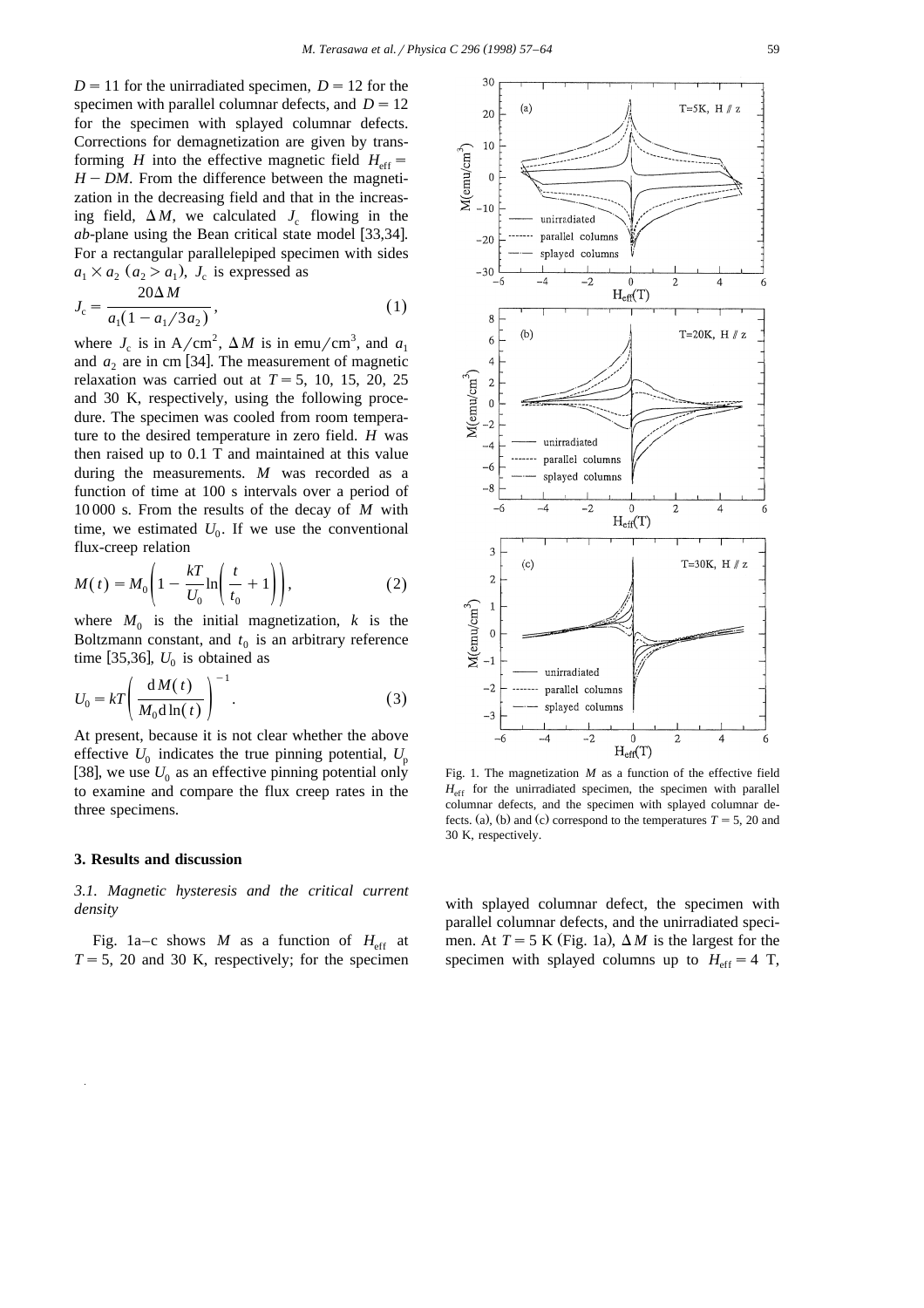$D = 11$ for the unirradiated specimen, $D = 12$ for the specimen with parallel columnar defects, and $D = 12$ for the specimen with splayed columnar defects. Corrections for demagnetization are given by transforming $H$ into the effective magnetic field $H_{eff} = H - DM$. From the difference between the magnetization in the decreasing field and that in the increasing field, $\Delta M$, we calculated $J_c$ flowing in the *ab*-plane using the Bean critical state model [33,34]. For a rectangular parallelepiped specimen with sides $a_1 \times a_2$ ($a_2 > a_1$), $J_c$ is expressed as

$$J_c = \frac{20 \Delta M}{a_1(1 - a_1/3a_2)}, \tag{1}$$

where $J_c$ is in A/cm$^2$, $\Delta M$ is in emu/cm$^3$, and $a_1$ and $a_2$ are in cm [34]. The measurement of magnetic relaxation was carried out at $T = 5$, 10, 15, 20, 25 and 30 K, respectively, using the following procedure. The specimen was cooled from room temperature to the desired temperature in zero field. $H$ was then raised up to 0.1 T and maintained at this value during the measurements. $M$ was recorded as a function of time at 100 s intervals over a period of 10 000 s. From the results of the decay of $M$ with time, we estimated $U_0$. If we use the conventional flux-creep relation

$$M(t) = M_0\left(1 - \frac{kT}{U_0}\ln\left(\frac{t}{t_0} + 1\right)\right), \tag{2}$$

where $M_0$ is the initial magnetization, $k$ is the Boltzmann constant, and $t_0$ is an arbitrary reference time [35,36], $U_0$ is obtained as

$$U_0 = kT\left(\frac{\mathrm{d}M(t)}{M_0 \mathrm{d}\ln(t)}\right)^{-1}. \tag{3}$$

At present, because it is not clear whether the above effective $U_0$ indicates the true pinning potential, $U_p$ [38], we use $U_0$ as an effective pinning potential only to examine and compare the flux creep rates in the three specimens.

Fig. 1. The magnetization $M$ as a function of the effective field $H_{eff}$ for the unirradiated specimen, the specimen with parallel columnar defects, and the specimen with splayed columnar defects. (a), (b) and (c) correspond to the temperatures $T = 5$, 20 and 30 K, respectively.

## 3. Results and discussion

### 3.1. Magnetic hysteresis and the critical current density

Fig. 1a–c shows $M$ as a function of $H_{eff}$ at $T = 5$, 20 and 30 K, respectively; for the specimen with splayed columnar defect, the specimen with parallel columnar defects, and the unirradiated specimen. At $T = 5$ K (Fig. 1a), $\Delta M$ is the largest for the specimen with splayed columns up to $H_{eff} = 4$ T,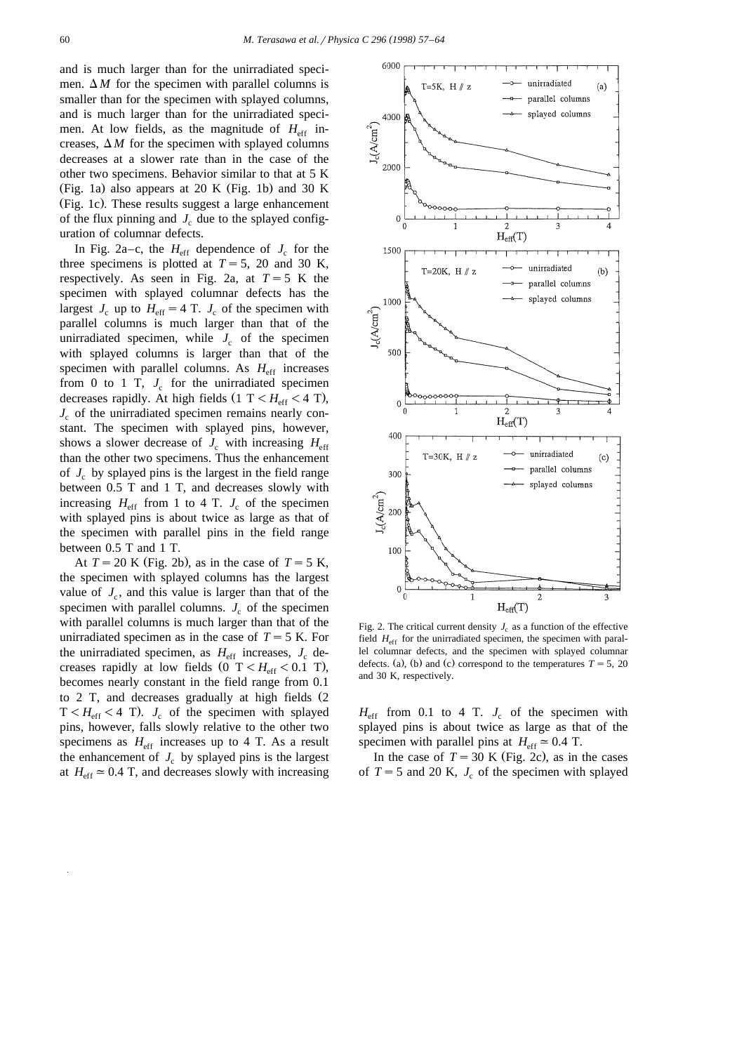and is much larger than for the unirradiated specimen. $\Delta M$ for the specimen with parallel columns is smaller than for the specimen with splayed columns, and is much larger than for the unirradiated specimen. At low fields, as the magnitude of $H_{eff}$ increases, $\Delta M$ for the specimen with splayed columns decreases at a slower rate than in the case of the other two specimens. Behavior similar to that at 5 K (Fig. 1a) also appears at 20 K (Fig. 1b) and 30 K (Fig. 1c). These results suggest a large enhancement of the flux pinning and $J_c$ due to the splayed configuration of columnar defects.

In Fig. 2a–c, the $H_{eff}$ dependence of $J_c$ for the three specimens is plotted at $T = 5$, 20 and 30 K, respectively. As seen in Fig. 2a, at $T = 5$ K the specimen with splayed columnar defects has the largest $J_c$ up to $H_{eff} = 4$ T. $J_c$ of the specimen with parallel columns is much larger than that of the unirradiated specimen, while $J_c$ of the specimen with splayed columns is larger than that of the specimen with parallel columns. As $H_{eff}$ increases from 0 to 1 T, $J_c$ for the unirradiated specimen decreases rapidly. At high fields ($1\ \mathrm{T} < H_{eff} < 4$ T), $J_c$ of the unirradiated specimen remains nearly constant. The specimen with splayed pins, however, shows a slower decrease of $J_c$ with increasing $H_{eff}$ than the other two specimens. Thus the enhancement of $J_c$ by splayed pins is the largest in the field range between 0.5 T and 1 T, and decreases slowly with increasing $H_{eff}$ from 1 to 4 T. $J_c$ of the specimen with splayed pins is about twice as large as that of the specimen with parallel pins in the field range between 0.5 T and 1 T.

At $T = 20$ K (Fig. 2b), as in the case of $T = 5$ K, the specimen with splayed columns has the largest value of $J_c$, and this value is larger than that of the specimen with parallel columns. $J_c$ of the specimen with parallel columns is much larger than that of the unirradiated specimen as in the case of $T = 5$ K. For the unirradiated specimen, as $H_{eff}$ increases, $J_c$ decreases rapidly at low fields ($0\ \mathrm{T} < H_{eff} < 0.1$ T), becomes nearly constant in the field range from 0.1 to 2 T, and decreases gradually at high fields ($2\ \mathrm{T} < H_{eff} < 4$ T). $J_c$ of the specimen with splayed pins, however, falls slowly relative to the other two specimens as $H_{eff}$ increases up to 4 T. As a result the enhancement of $J_c$ by splayed pins is the largest at $H_{eff} \simeq 0.4$ T, and decreases slowly with increasing $H_{eff}$ from 0.1 to 4 T. $J_c$ of the specimen with splayed pins is about twice as large as that of the specimen with parallel pins at $H_{eff} \simeq 0.4$ T.

Fig. 2. The critical current density $J_c$ as a function of the effective field $H_{eff}$ for the unirradiated specimen, the specimen with parallel columnar defects, and the specimen with splayed columnar defects. (a), (b) and (c) correspond to the temperatures $T = 5$, 20 and 30 K, respectively.

In the case of $T = 30$ K (Fig. 2c), as in the cases of $T = 5$ and 20 K, $J_c$ of the specimen with splayed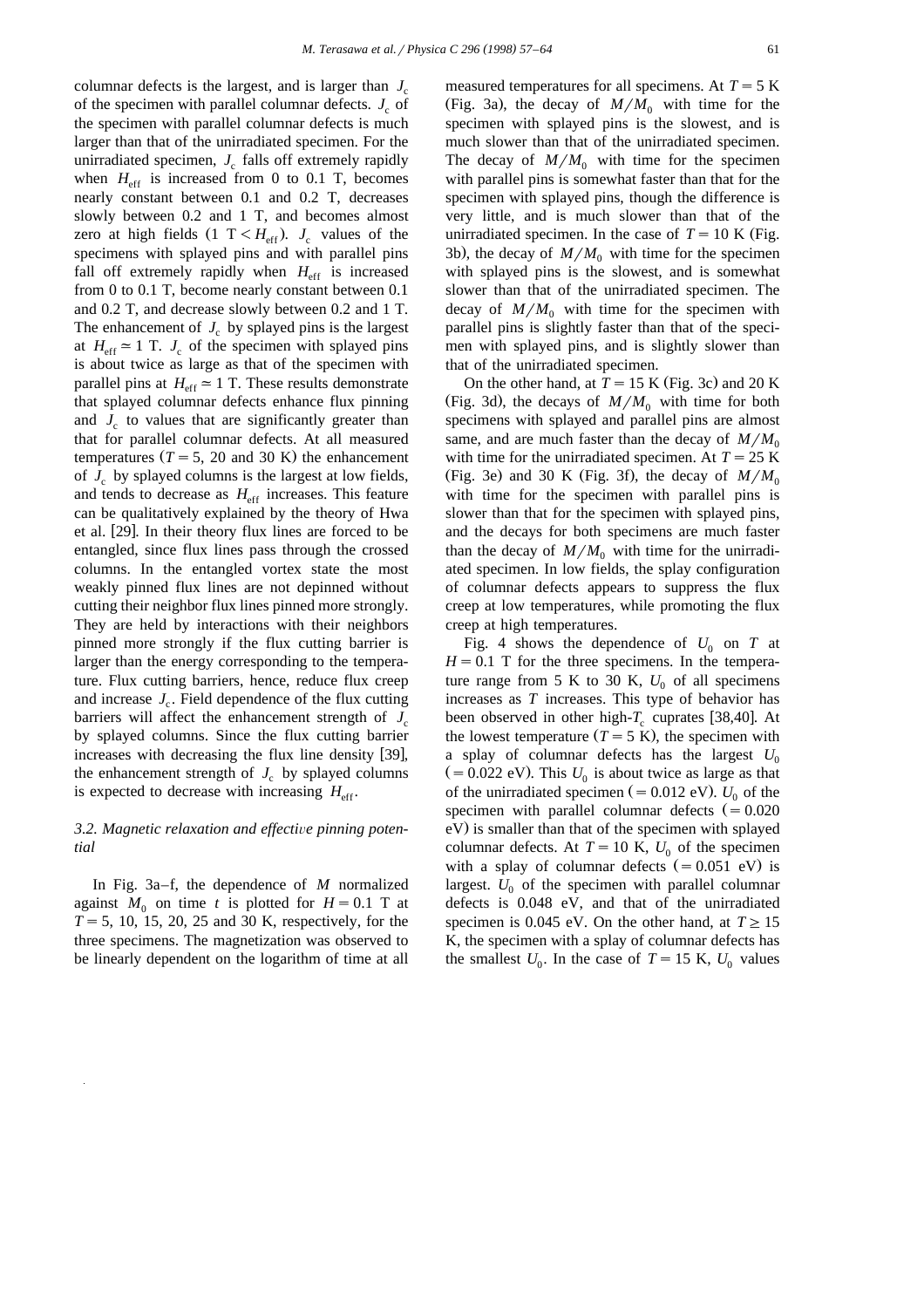columnar defects is the largest, and is larger than $J_c$ of the specimen with parallel columnar defects. $J_c$ of the specimen with parallel columnar defects is much larger than that of the unirradiated specimen. For the unirradiated specimen, $J_c$ falls off extremely rapidly when $H_{eff}$ is increased from 0 to 0.1 T, becomes nearly constant between 0.1 and 0.2 T, decreases slowly between 0.2 and 1 T, and becomes almost zero at high fields ($1\ T < H_{eff}$). $J_c$ values of the specimens with splayed pins and with parallel pins fall off extremely rapidly when $H_{eff}$ is increased from 0 to 0.1 T, become nearly constant between 0.1 and 0.2 T, and decrease slowly between 0.2 and 1 T. The enhancement of $J_c$ by splayed pins is the largest at $H_{eff} \simeq 1$ T. $J_c$ of the specimen with splayed pins is about twice as large as that of the specimen with parallel pins at $H_{eff} \simeq 1$ T. These results demonstrate that splayed columnar defects enhance flux pinning and $J_c$ to values that are significantly greater than that for parallel columnar defects. At all measured temperatures ($T = 5$, 20 and 30 K) the enhancement of $J_c$ by splayed columns is the largest at low fields, and tends to decrease as $H_{eff}$ increases. This feature can be qualitatively explained by the theory of Hwa et al. [29]. In their theory flux lines are forced to be entangled, since flux lines pass through the crossed columns. In the entangled vortex state the most weakly pinned flux lines are not depinned without cutting their neighbor flux lines pinned more strongly. They are held by interactions with their neighbors pinned more strongly if the flux cutting barrier is larger than the energy corresponding to the temperature. Flux cutting barriers, hence, reduce flux creep and increase $J_c$. Field dependence of the flux cutting barriers will affect the enhancement strength of $J_c$ by splayed columns. Since the flux cutting barrier increases with decreasing the flux line density [39], the enhancement strength of $J_c$ by splayed columns is expected to decrease with increasing $H_{eff}$.

### 3.2. Magnetic relaxation and effective pinning potential

In Fig. 3a–f, the dependence of $M$ normalized against $M_0$ on time $t$ is plotted for $H = 0.1$ T at $T = 5$, 10, 15, 20, 25 and 30 K, respectively, for the three specimens. The magnetization was observed to be linearly dependent on the logarithm of time at all measured temperatures for all specimens. At $T = 5$ K (Fig. 3a), the decay of $M/M_0$ with time for the specimen with splayed pins is the slowest, and is much slower than that of the unirradiated specimen. The decay of $M/M_0$ with time for the specimen with parallel pins is somewhat faster than that for the specimen with splayed pins, though the difference is very little, and is much slower than that of the unirradiated specimen. In the case of $T = 10$ K (Fig. 3b), the decay of $M/M_0$ with time for the specimen with splayed pins is the slowest, and is somewhat slower than that of the unirradiated specimen. The decay of $M/M_0$ with time for the specimen with parallel pins is slightly faster than that of the specimen with splayed pins, and is slightly slower than that of the unirradiated specimen.

On the other hand, at $T = 15$ K (Fig. 3c) and 20 K (Fig. 3d), the decays of $M/M_0$ with time for both specimens with splayed and parallel pins are almost same, and are much faster than the decay of $M/M_0$ with time for the unirradiated specimen. At $T = 25$ K (Fig. 3e) and 30 K (Fig. 3f), the decay of $M/M_0$ with time for the specimen with parallel pins is slower than that for the specimen with splayed pins, and the decays for both specimens are much faster than the decay of $M/M_0$ with time for the unirradiated specimen. In low fields, the splay configuration of columnar defects appears to suppress the flux creep at low temperatures, while promoting the flux creep at high temperatures.

Fig. 4 shows the dependence of $U_0$ on $T$ at $H = 0.1$ T for the three specimens. In the temperature range from 5 K to 30 K, $U_0$ of all specimens increases as $T$ increases. This type of behavior has been observed in other high-$T_c$ cuprates [38,40]. At the lowest temperature ($T = 5$ K), the specimen with a splay of columnar defects has the largest $U_0$ ($= 0.022$ eV). This $U_0$ is about twice as large as that of the unirradiated specimen ($= 0.012$ eV). $U_0$ of the specimen with parallel columnar defects ($= 0.020$ eV) is smaller than that of the specimen with splayed columnar defects. At $T = 10$ K, $U_0$ of the specimen with a splay of columnar defects ($= 0.051$ eV) is largest. $U_0$ of the specimen with parallel columnar defects is 0.048 eV, and that of the unirradiated specimen is 0.045 eV. On the other hand, at $T \geq 15$ K, the specimen with a splay of columnar defects has the smallest $U_0$. In the case of $T = 15$ K, $U_0$ values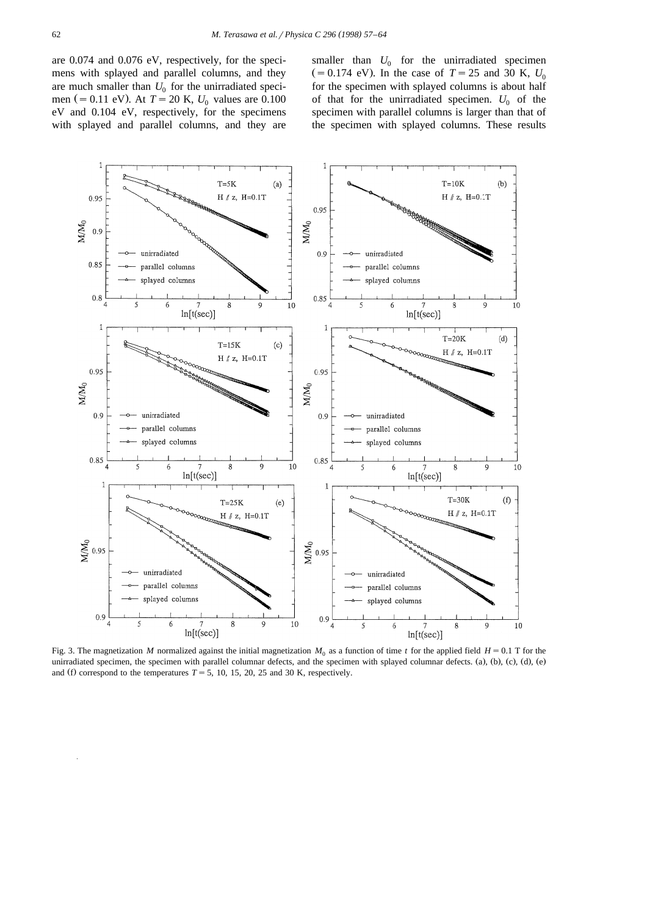are 0.074 and 0.076 eV, respectively, for the specimens with splayed and parallel columns, and they are much smaller than $U_0$ for the unirradiated specimen (= 0.11 eV). At $T = 20$ K, $U_0$ values are 0.100 eV and 0.104 eV, respectively, for the specimens with splayed and parallel columns, and they are smaller than $U_0$ for the unirradiated specimen (= 0.174 eV). In the case of $T = 25$ and 30 K, $U_0$ for the specimen with splayed columns is about half of that for the unirradiated specimen. $U_0$ of the specimen with parallel columns is larger than that of the specimen with splayed columns. These results

Fig. 3. The magnetization $M$ normalized against the initial magnetization $M_0$ as a function of time $t$ for the applied field $H = 0.1$ T for the unirradiated specimen, the specimen with parallel columnar defects, and the specimen with splayed columnar defects. (a), (b), (c), (d), (e) and (f) correspond to the temperatures $T = 5$, 10, 15, 20, 25 and 30 K, respectively.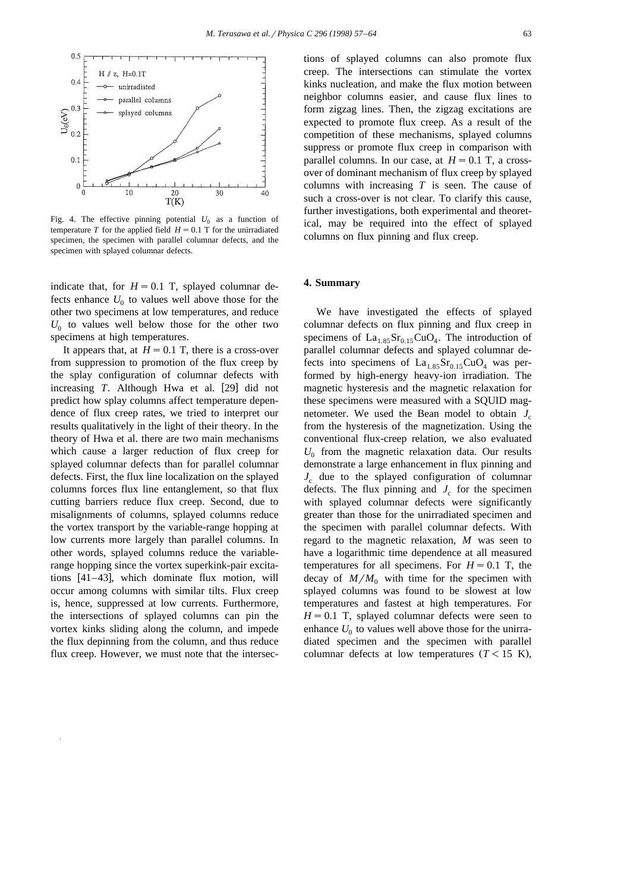Fig. 4. The effective pinning potential $U_0$ as a function of temperature $T$ for the applied field $H = 0.1$ T for the unirradiated specimen, the specimen with parallel columnar defects, and the specimen with splayed columnar defects.

indicate that, for $H = 0.1$ T, splayed columnar defects enhance $U_0$ to values well above those for the other two specimens at low temperatures, and reduce $U_0$ to values well below those for the other two specimens at high temperatures.

It appears that, at $H = 0.1$ T, there is a cross-over from suppression to promotion of the flux creep by the splay configuration of columnar defects with increasing $T$. Although Hwa et al. [29] did not predict how splay columns affect temperature dependence of flux creep rates, we tried to interpret our results qualitatively in the light of their theory. In the theory of Hwa et al. there are two main mechanisms which cause a larger reduction of flux creep for splayed columnar defects than for parallel columnar defects. First, the flux line localization on the splayed columns forces flux line entanglement, so that flux cutting barriers reduce flux creep. Second, due to misalignments of columns, splayed columns reduce the vortex transport by the variable-range hopping at low currents more largely than parallel columns. In other words, splayed columns reduce the variable-range hopping since the vortex superkink-pair excitations [41–43], which dominate flux motion, will occur among columns with similar tilts. Flux creep is, hence, suppressed at low currents. Furthermore, the intersections of splayed columns can pin the vortex kinks sliding along the column, and impede the flux depinning from the column, and thus reduce flux creep. However, we must note that the intersections of splayed columns can also promote flux creep. The intersections can stimulate the vortex kinks nucleation, and make the flux motion between neighbor columns easier, and cause flux lines to form zigzag lines. Then, the zigzag excitations are expected to promote flux creep. As a result of the competition of these mechanisms, splayed columns suppress or promote flux creep in comparison with parallel columns. In our case, at $H = 0.1$ T, a cross-over of dominant mechanism of flux creep by splayed columns with increasing $T$ is seen. The cause of such a cross-over is not clear. To clarify this cause, further investigations, both experimental and theoretical, may be required into the effect of splayed columns on flux pinning and flux creep.

## 4. Summary

We have investigated the effects of splayed columnar defects on flux pinning and flux creep in specimens of $La_{1.85}Sr_{0.15}CuO_4$. The introduction of parallel columnar defects and splayed columnar defects into specimens of $La_{1.85}Sr_{0.15}CuO_4$ was performed by high-energy heavy-ion irradiation. The magnetic hysteresis and the magnetic relaxation for these specimens were measured with a SQUID magnetometer. We used the Bean model to obtain $J_c$ from the hysteresis of the magnetization. Using the conventional flux-creep relation, we also evaluated $U_0$ from the magnetic relaxation data. Our results demonstrate a large enhancement in flux pinning and $J_c$ due to the splayed configuration of columnar defects. The flux pinning and $J_c$ for the specimen with splayed columnar defects were significantly greater than those for the unirradiated specimen and the specimen with parallel columnar defects. With regard to the magnetic relaxation, $M$ was seen to have a logarithmic time dependence at all measured temperatures for all specimens. For $H = 0.1$ T, the decay of $M/M_0$ with time for the specimen with splayed columns was found to be slowest at low temperatures and fastest at high temperatures. For $H = 0.1$ T, splayed columnar defects were seen to enhance $U_0$ to values well above those for the unirradiated specimen and the specimen with parallel columnar defects at low temperatures ($T < 15$ K),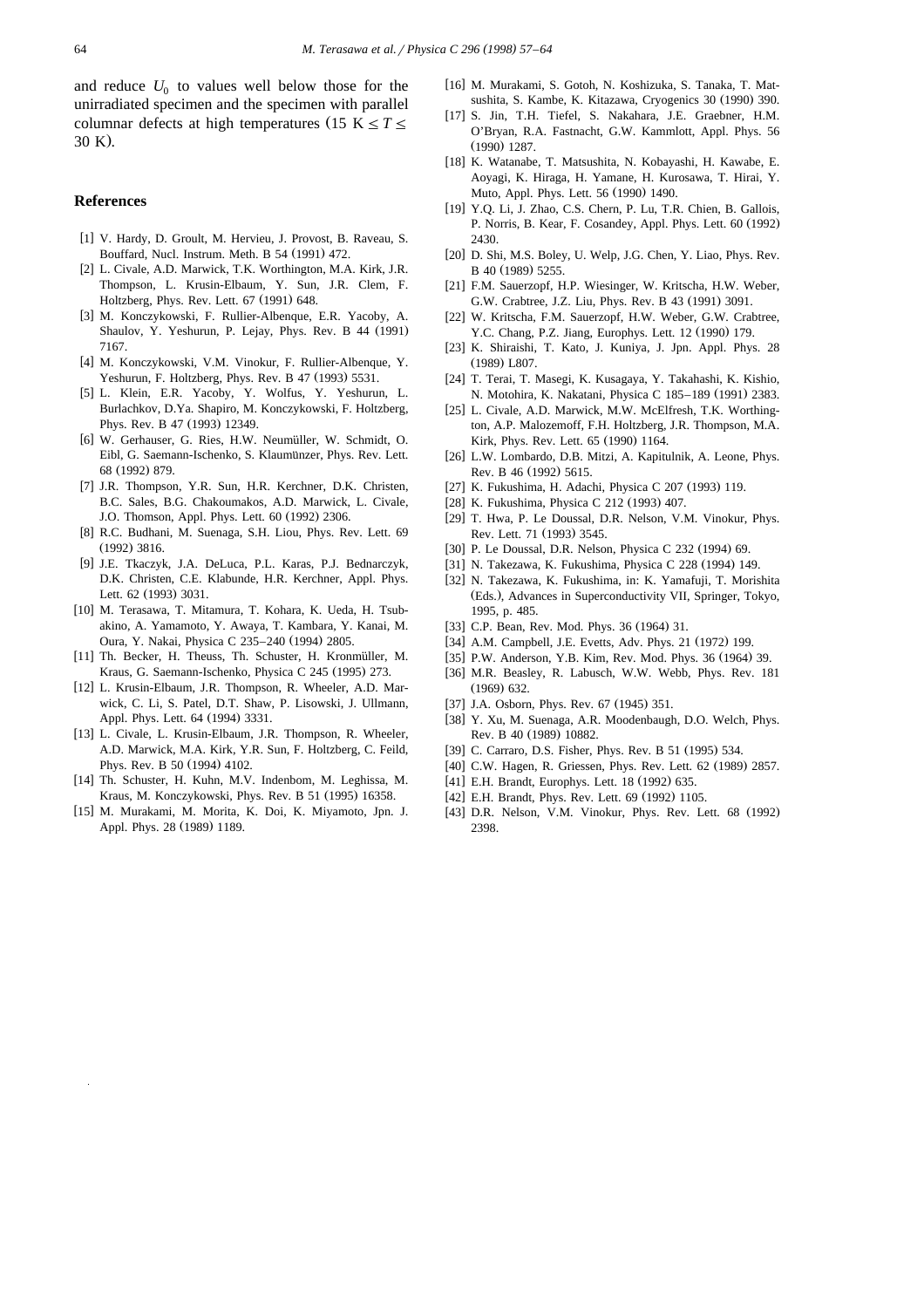and reduce $U_0$ to values well below those for the unirradiated specimen and the specimen with parallel columnar defects at high temperatures (15 K $\leq T \leq$ 30 K).

## References

[1] V. Hardy, D. Groult, M. Hervieu, J. Provost, B. Raveau, S. Bouffard, Nucl. Instrum. Meth. B 54 (1991) 472.

[2] L. Civale, A.D. Marwick, T.K. Worthington, M.A. Kirk, J.R. Thompson, L. Krusin-Elbaum, Y. Sun, J.R. Clem, F. Holtzberg, Phys. Rev. Lett. 67 (1991) 648.

[3] M. Konczykowski, F. Rullier-Albenque, E.R. Yacoby, A. Shaulov, Y. Yeshurun, P. Lejay, Phys. Rev. B 44 (1991) 7167.

[4] M. Konczykowski, V.M. Vinokur, F. Rullier-Albenque, Y. Yeshurun, F. Holtzberg, Phys. Rev. B 47 (1993) 5531.

[5] L. Klein, E.R. Yacoby, Y. Wolfus, Y. Yeshurun, L. Burlachkov, D.Ya. Shapiro, M. Konczykowski, F. Holtzberg, Phys. Rev. B 47 (1993) 12349.

[6] W. Gerhauser, G. Ries, H.W. Neumüller, W. Schmidt, O. Eibl, G. Saemann-Ischenko, S. Klaumünzer, Phys. Rev. Lett. 68 (1992) 879.

[7] J.R. Thompson, Y.R. Sun, H.R. Kerchner, D.K. Christen, B.C. Sales, B.G. Chakoumakos, A.D. Marwick, L. Civale, J.O. Thomson, Appl. Phys. Lett. 60 (1992) 2306.

[8] R.C. Budhani, M. Suenaga, S.H. Liou, Phys. Rev. Lett. 69 (1992) 3816.

[9] J.E. Tkaczyk, J.A. DeLuca, P.L. Karas, P.J. Bednarczyk, D.K. Christen, C.E. Klabunde, H.R. Kerchner, Appl. Phys. Lett. 62 (1993) 3031.

[10] M. Terasawa, T. Mitamura, T. Kohara, K. Ueda, H. Tsubakino, A. Yamamoto, Y. Awaya, T. Kambara, Y. Kanai, M. Oura, Y. Nakai, Physica C 235–240 (1994) 2805.

[11] Th. Becker, H. Theuss, Th. Schuster, H. Kronmüller, M. Kraus, G. Saemann-Ischenko, Physica C 245 (1995) 273.

[12] L. Krusin-Elbaum, J.R. Thompson, R. Wheeler, A.D. Marwick, C. Li, S. Patel, D.T. Shaw, P. Lisowski, J. Ullmann, Appl. Phys. Lett. 64 (1994) 3331.

[13] L. Civale, L. Krusin-Elbaum, J.R. Thompson, R. Wheeler, A.D. Marwick, M.A. Kirk, Y.R. Sun, F. Holtzberg, C. Feild, Phys. Rev. B 50 (1994) 4102.

[14] Th. Schuster, H. Kuhn, M.V. Indenbom, M. Leghissa, M. Kraus, M. Konczykowski, Phys. Rev. B 51 (1995) 16358.

[15] M. Murakami, M. Morita, K. Doi, K. Miyamoto, Jpn. J. Appl. Phys. 28 (1989) 1189.

[16] M. Murakami, S. Gotoh, N. Koshizuka, S. Tanaka, T. Matsushita, S. Kambe, K. Kitazawa, Cryogenics 30 (1990) 390.

[17] S. Jin, T.H. Tiefel, S. Nakahara, J.E. Graebner, H.M. O'Bryan, R.A. Fastnacht, G.W. Kammlott, Appl. Phys. 56 (1990) 1287.

[18] K. Watanabe, T. Matsushita, N. Kobayashi, H. Kawabe, E. Aoyagi, K. Hiraga, H. Yamane, H. Kurosawa, T. Hirai, Y. Muto, Appl. Phys. Lett. 56 (1990) 1490.

[19] Y.Q. Li, J. Zhao, C.S. Chern, P. Lu, T.R. Chien, B. Gallois, P. Norris, B. Kear, F. Cosandey, Appl. Phys. Lett. 60 (1992) 2430.

[20] D. Shi, M.S. Boley, U. Welp, J.G. Chen, Y. Liao, Phys. Rev. B 40 (1989) 5255.

[21] F.M. Sauerzopf, H.P. Wiesinger, W. Kritscha, H.W. Weber, G.W. Crabtree, J.Z. Liu, Phys. Rev. B 43 (1991) 3091.

[22] W. Kritscha, F.M. Sauerzopf, H.W. Weber, G.W. Crabtree, Y.C. Chang, P.Z. Jiang, Europhys. Lett. 12 (1990) 179.

[23] K. Shiraishi, T. Kato, J. Kuniya, J. Jpn. Appl. Phys. 28 (1989) L807.

[24] T. Terai, T. Masegi, K. Kusagaya, Y. Takahashi, K. Kishio, N. Motohira, K. Nakatani, Physica C 185–189 (1991) 2383.

[25] L. Civale, A.D. Marwick, M.W. McElfresh, T.K. Worthington, A.P. Malozemoff, F.H. Holtzberg, J.R. Thompson, M.A. Kirk, Phys. Rev. Lett. 65 (1990) 1164.

[26] L.W. Lombardo, D.B. Mitzi, A. Kapitulnik, A. Leone, Phys. Rev. B 46 (1992) 5615.

[27] K. Fukushima, H. Adachi, Physica C 207 (1993) 119.

[28] K. Fukushima, Physica C 212 (1993) 407.

[29] T. Hwa, P. Le Doussal, D.R. Nelson, V.M. Vinokur, Phys. Rev. Lett. 71 (1993) 3545.

[30] P. Le Doussal, D.R. Nelson, Physica C 232 (1994) 69.

[31] N. Takezawa, K. Fukushima, Physica C 228 (1994) 149.

[32] N. Takezawa, K. Fukushima, in: K. Yamafuji, T. Morishita (Eds.), Advances in Superconductivity VII, Springer, Tokyo, 1995, p. 485.

[33] C.P. Bean, Rev. Mod. Phys. 36 (1964) 31.

[34] A.M. Campbell, J.E. Evetts, Adv. Phys. 21 (1972) 199.

[35] P.W. Anderson, Y.B. Kim, Rev. Mod. Phys. 36 (1964) 39.

[36] M.R. Beasley, R. Labusch, W.W. Webb, Phys. Rev. 181 (1969) 632.

[37] J.A. Osborn, Phys. Rev. 67 (1945) 351.

[38] Y. Xu, M. Suenaga, A.R. Moodenbaugh, D.O. Welch, Phys. Rev. B 40 (1989) 10882.

[39] C. Carraro, D.S. Fisher, Phys. Rev. B 51 (1995) 534.

[40] C.W. Hagen, R. Griessen, Phys. Rev. Lett. 62 (1989) 2857.

[41] E.H. Brandt, Europhys. Lett. 18 (1992) 635.

[42] E.H. Brandt, Phys. Rev. Lett. 69 (1992) 1105.

[43] D.R. Nelson, V.M. Vinokur, Phys. Rev. Lett. 68 (1992) 2398.